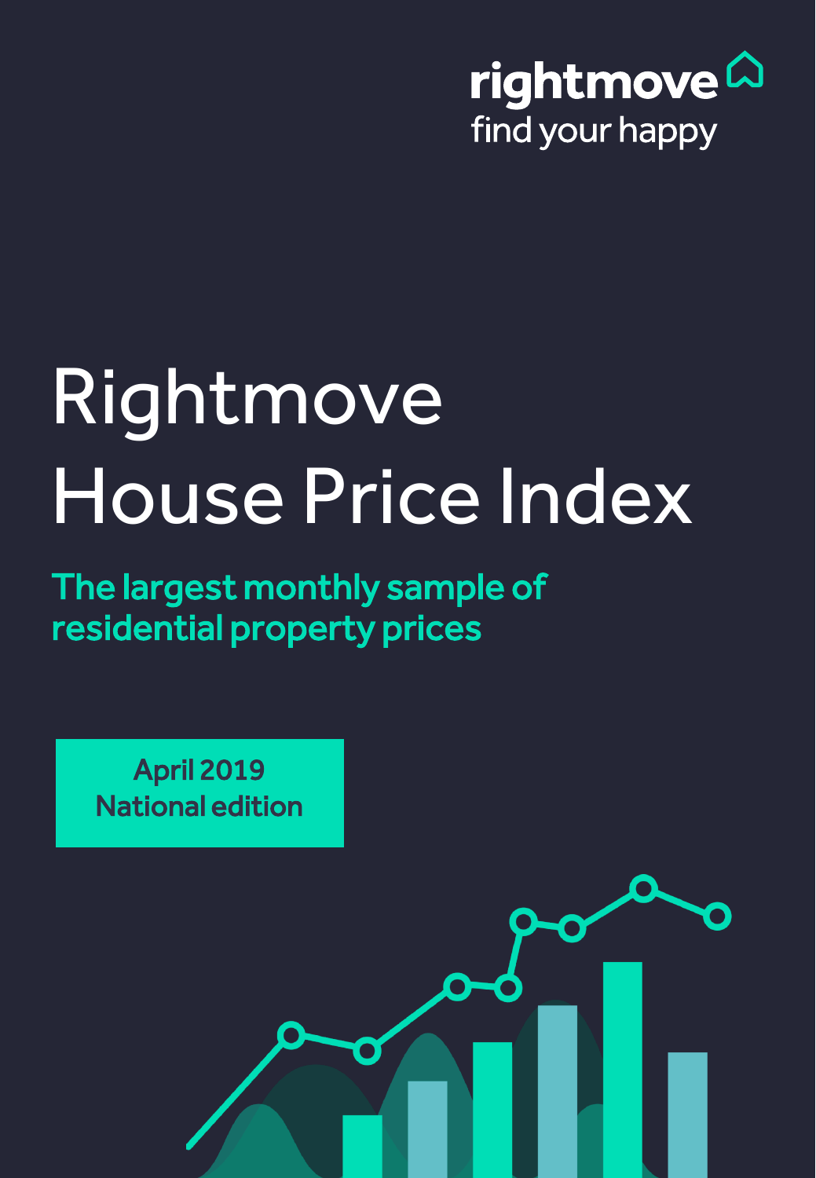rightmove
find your happy

# Rightmove House Price Index

**The largest monthly sample of residential property prices**

**April 2019**
**National edition**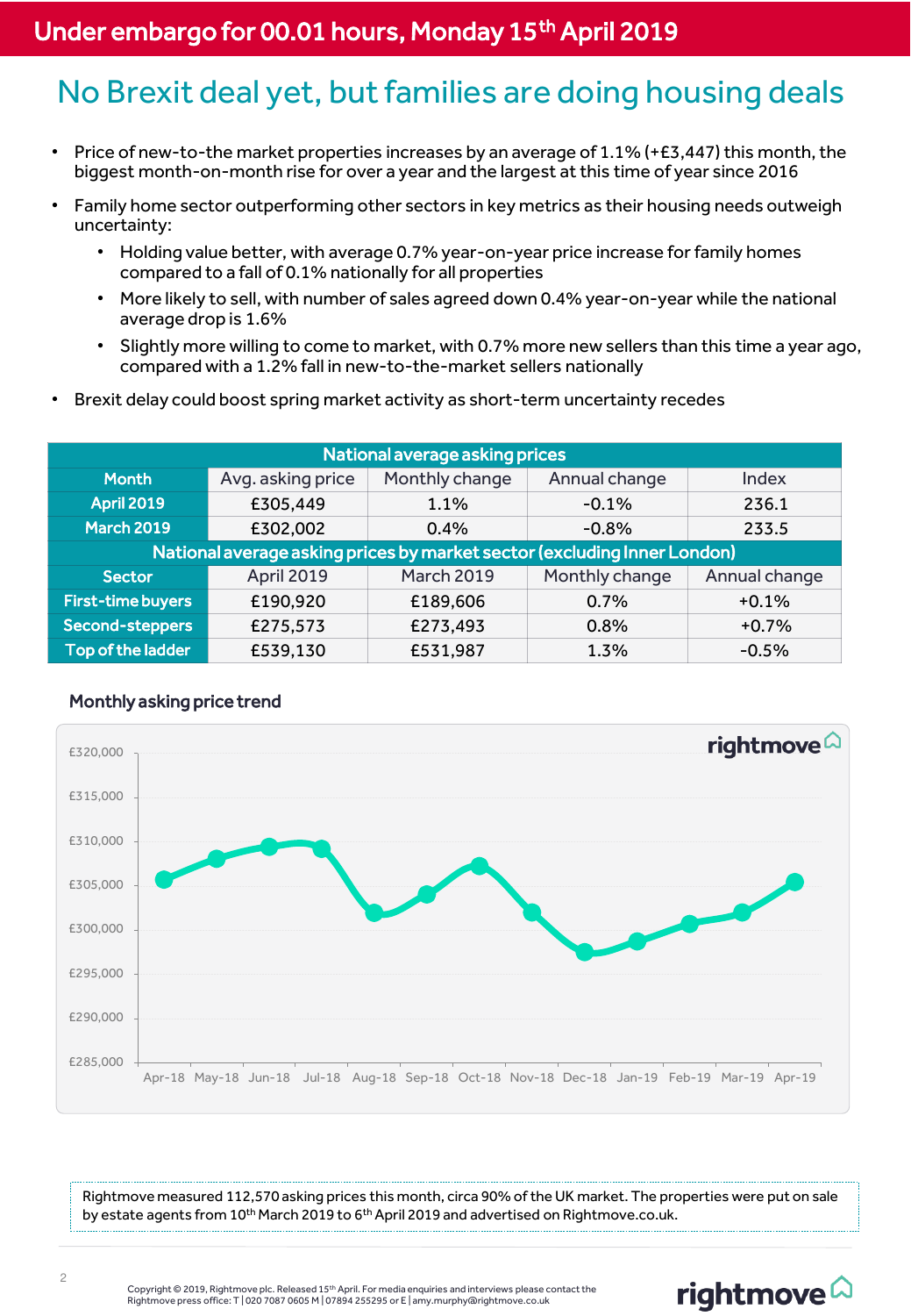Under embargo for 00.01 hours, Monday 15th April 2019

# No Brexit deal yet, but families are doing housing deals

- Price of new-to-the market properties increases by an average of 1.1% (+£3,447) this month, the biggest month-on-month rise for over a year and the largest at this time of year since 2016
- Family home sector outperforming other sectors in key metrics as their housing needs outweigh uncertainty:
  - Holding value better, with average 0.7% year-on-year price increase for family homes compared to a fall of 0.1% nationally for all properties
  - More likely to sell, with number of sales agreed down 0.4% year-on-year while the national average drop is 1.6%
  - Slightly more willing to come to market, with 0.7% more new sellers than this time a year ago, compared with a 1.2% fall in new-to-the-market sellers nationally
- Brexit delay could boost spring market activity as short-term uncertainty recedes

| National average asking prices | | | | |
|---|---|---|---|---|
| Month | Avg. asking price | Monthly change | Annual change | Index |
| April 2019 | £305,449 | 1.1% | -0.1% | 236.1 |
| March 2019 | £302,002 | 0.4% | -0.8% | 233.5 |
| **National average asking prices by market sector (excluding Inner London)** | | | | |
| Sector | April 2019 | March 2019 | Monthly change | Annual change |
| First-time buyers | £190,920 | £189,606 | 0.7% | +0.1% |
| Second-steppers | £275,573 | £273,493 | 0.8% | +0.7% |
| Top of the ladder | £539,130 | £531,987 | 1.3% | -0.5% |

## Monthly asking price trend

Rightmove measured 112,570 asking prices this month, circa 90% of the UK market. The properties were put on sale by estate agents from 10th March 2019 to 6th April 2019 and advertised on Rightmove.co.uk.

Copyright © 2019, Rightmove plc. Released 15th April. For media enquiries and interviews please contact the Rightmove press office: T | 020 7087 0605 M | 07894 255295 or E | amy.murphy@rightmove.co.uk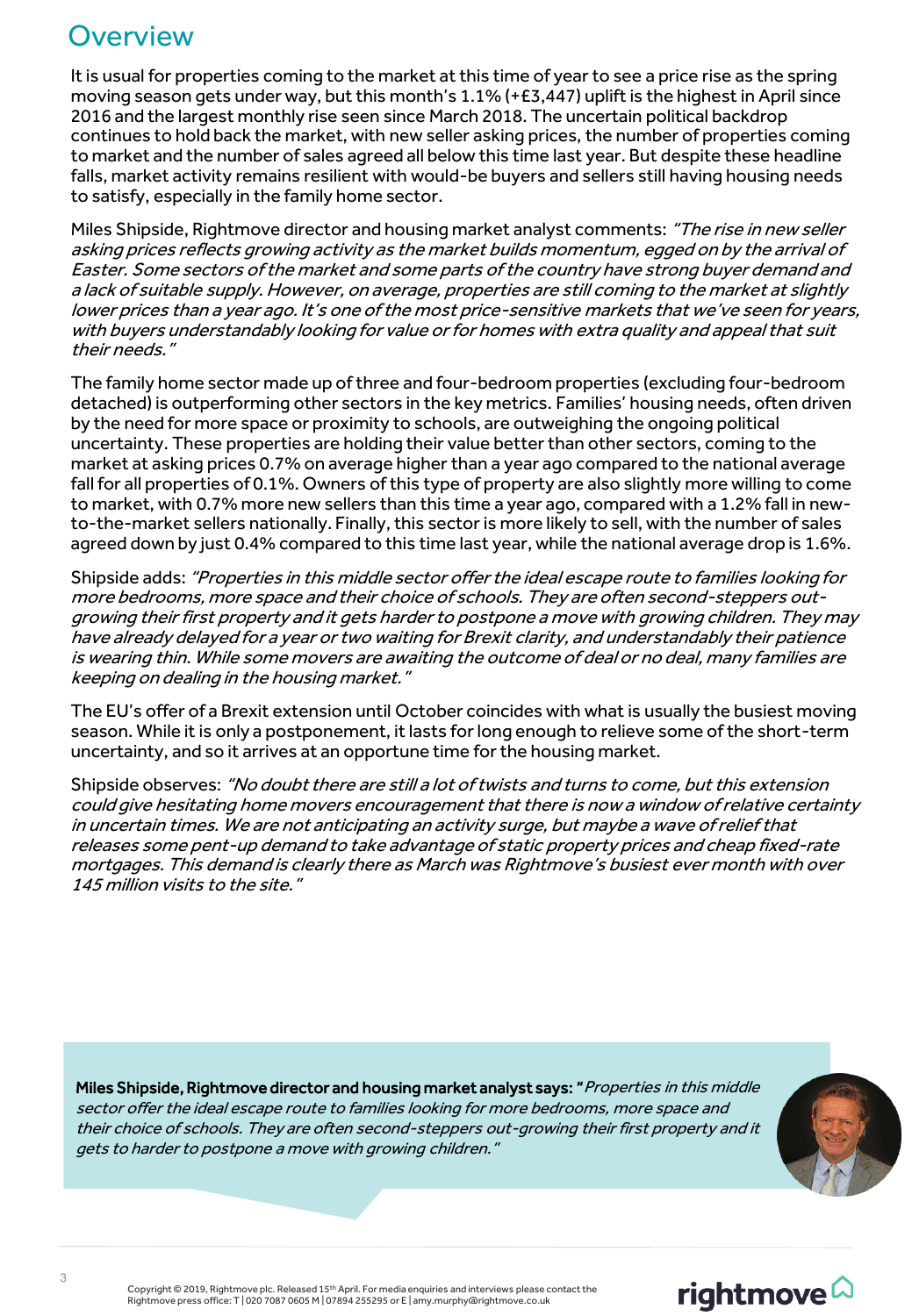# Overview

It is usual for properties coming to the market at this time of year to see a price rise as the spring moving season gets under way, but this month's 1.1% (+£3,447) uplift is the highest in April since 2016 and the largest monthly rise seen since March 2018. The uncertain political backdrop continues to hold back the market, with new seller asking prices, the number of properties coming to market and the number of sales agreed all below this time last year. But despite these headline falls, market activity remains resilient with would-be buyers and sellers still having housing needs to satisfy, especially in the family home sector.

Miles Shipside, Rightmove director and housing market analyst comments: *"The rise in new seller asking prices reflects growing activity as the market builds momentum, egged on by the arrival of Easter. Some sectors of the market and some parts of the country have strong buyer demand and a lack of suitable supply. However, on average, properties are still coming to the market at slightly lower prices than a year ago. It's one of the most price-sensitive markets that we've seen for years, with buyers understandably looking for value or for homes with extra quality and appeal that suit their needs."*

The family home sector made up of three and four-bedroom properties (excluding four-bedroom detached) is outperforming other sectors in the key metrics. Families' housing needs, often driven by the need for more space or proximity to schools, are outweighing the ongoing political uncertainty. These properties are holding their value better than other sectors, coming to the market at asking prices 0.7% on average higher than a year ago compared to the national average fall for all properties of 0.1%. Owners of this type of property are also slightly more willing to come to market, with 0.7% more new sellers than this time a year ago, compared with a 1.2% fall in new-to-the-market sellers nationally. Finally, this sector is more likely to sell, with the number of sales agreed down by just 0.4% compared to this time last year, while the national average drop is 1.6%.

Shipside adds: *"Properties in this middle sector offer the ideal escape route to families looking for more bedrooms, more space and their choice of schools. They are often second-steppers out-growing their first property and it gets harder to postpone a move with growing children. They may have already delayed for a year or two waiting for Brexit clarity, and understandably their patience is wearing thin. While some movers are awaiting the outcome of deal or no deal, many families are keeping on dealing in the housing market."*

The EU's offer of a Brexit extension until October coincides with what is usually the busiest moving season. While it is only a postponement, it lasts for long enough to relieve some of the short-term uncertainty, and so it arrives at an opportune time for the housing market.

Shipside observes: *"No doubt there are still a lot of twists and turns to come, but this extension could give hesitating home movers encouragement that there is now a window of relative certainty in uncertain times. We are not anticipating an activity surge, but maybe a wave of relief that releases some pent-up demand to take advantage of static property prices and cheap fixed-rate mortgages. This demand is clearly there as March was Rightmove's busiest ever month with over 145 million visits to the site."*

**Miles Shipside, Rightmove director and housing market analyst says: "***Properties in this middle sector offer the ideal escape route to families looking for more bedrooms, more space and their choice of schools. They are often second-steppers out-growing their first property and it gets to harder to postpone a move with growing children."*

Copyright © 2019, Rightmove plc. Released 15th April. For media enquiries and interviews please contact the Rightmove press office: T | 020 7087 0605 M | 07894 255295 or E | amy.murphy@rightmove.co.uk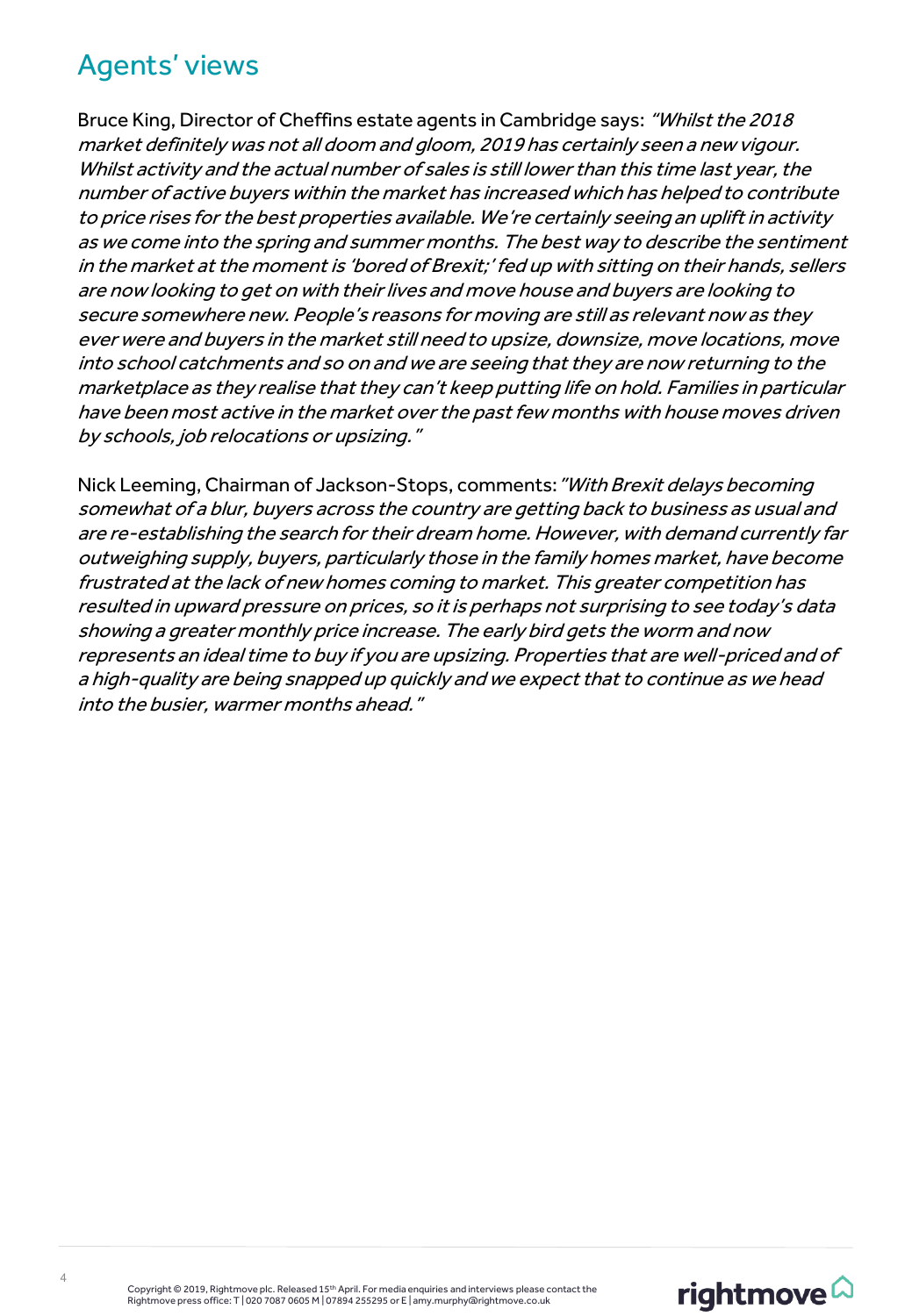## Agents' views

Bruce King, Director of Cheffins estate agents in Cambridge says: *"Whilst the 2018 market definitely was not all doom and gloom, 2019 has certainly seen a new vigour. Whilst activity and the actual number of sales is still lower than this time last year, the number of active buyers within the market has increased which has helped to contribute to price rises for the best properties available. We're certainly seeing an uplift in activity as we come into the spring and summer months. The best way to describe the sentiment in the market at the moment is 'bored of Brexit;' fed up with sitting on their hands, sellers are now looking to get on with their lives and move house and buyers are looking to secure somewhere new. People's reasons for moving are still as relevant now as they ever were and buyers in the market still need to upsize, downsize, move locations, move into school catchments and so on and we are seeing that they are now returning to the marketplace as they realise that they can't keep putting life on hold. Families in particular have been most active in the market over the past few months with house moves driven by schools, job relocations or upsizing."*

Nick Leeming, Chairman of Jackson-Stops, comments: *"With Brexit delays becoming somewhat of a blur, buyers across the country are getting back to business as usual and are re-establishing the search for their dream home. However, with demand currently far outweighing supply, buyers, particularly those in the family homes market, have become frustrated at the lack of new homes coming to market. This greater competition has resulted in upward pressure on prices, so it is perhaps not surprising to see today's data showing a greater monthly price increase. The early bird gets the worm and now represents an ideal time to buy if you are upsizing. Properties that are well-priced and of a high-quality are being snapped up quickly and we expect that to continue as we head into the busier, warmer months ahead."*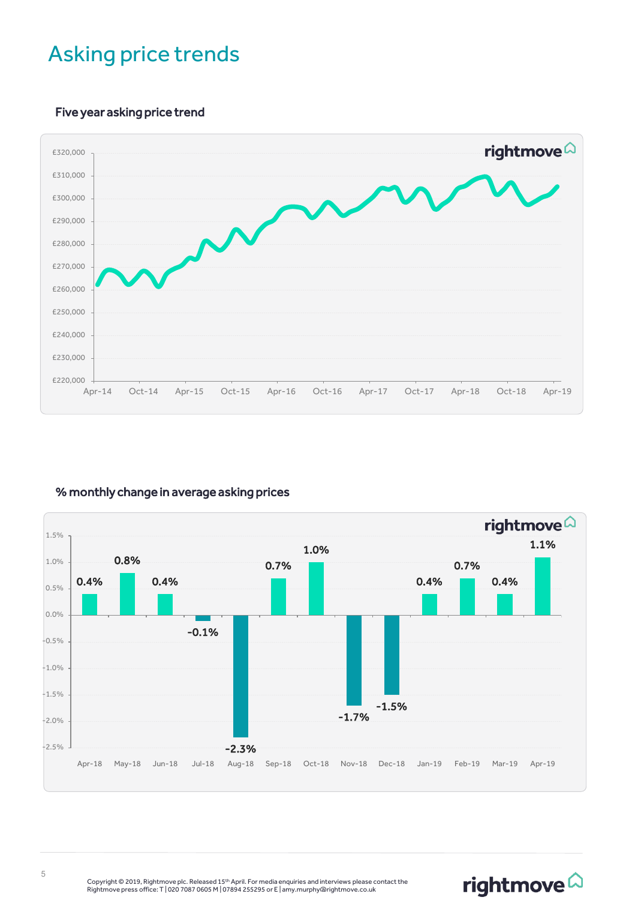# Asking price trends

## Five year asking price trend

## % monthly change in average asking prices

| Month | % change |
|---|---|
| Apr-18 | 0.4% |
| May-18 | 0.8% |
| Jun-18 | 0.4% |
| Jul-18 | -0.1% |
| Aug-18 | -2.3% |
| Sep-18 | 0.7% |
| Oct-18 | 1.0% |
| Nov-18 | -1.7% |
| Dec-18 | -1.5% |
| Jan-19 | 0.4% |
| Feb-19 | 0.7% |
| Mar-19 | 0.4% |
| Apr-19 | 1.1% |

Copyright © 2019, Rightmove plc. Released 15th April. For media enquiries and interviews please contact the Rightmove press office: T | 020 7087 0605 M | 07894 255295 or E | amy.murphy@rightmove.co.uk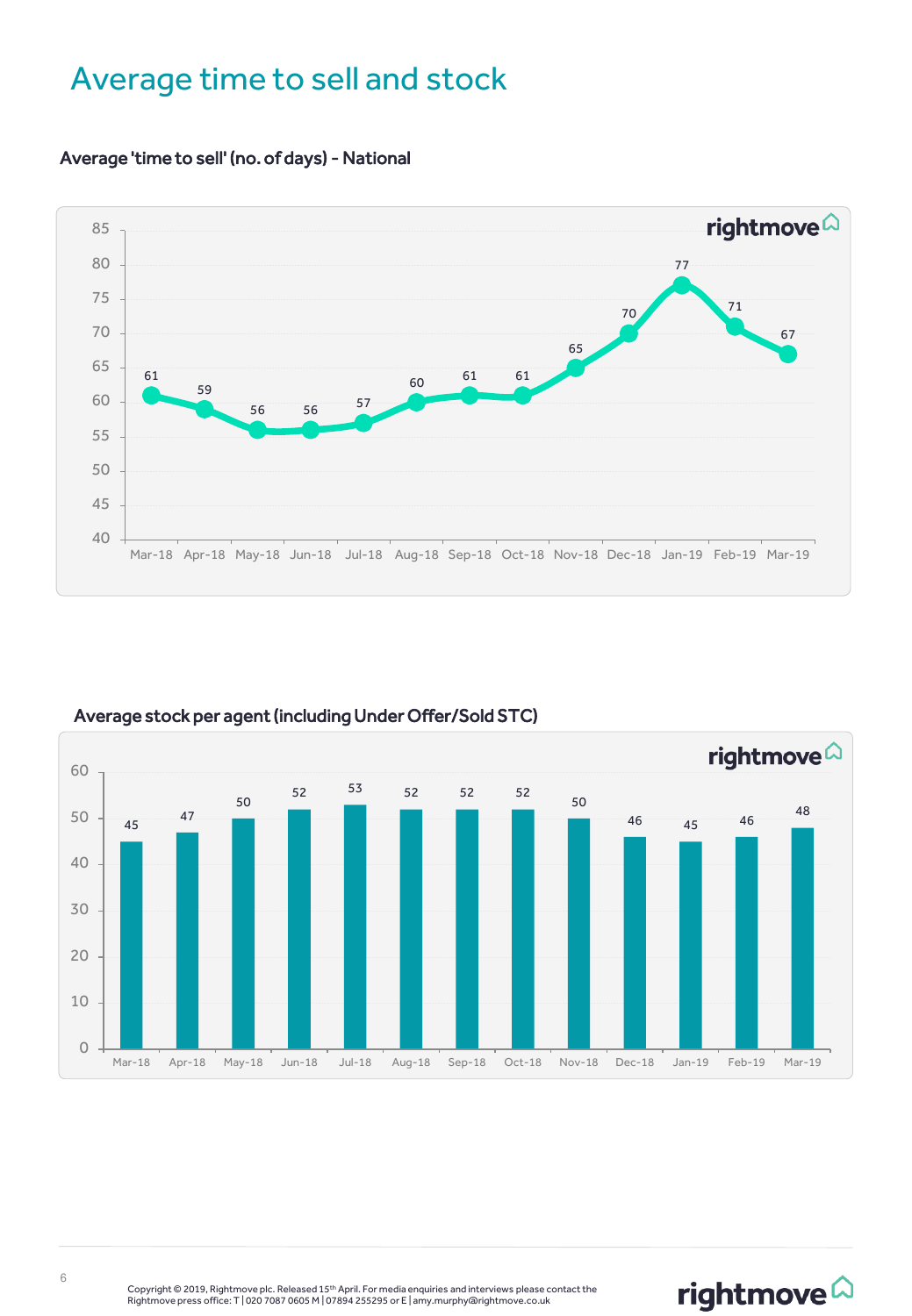# Average time to sell and stock

### Average 'time to sell' (no. of days) - National

| Month | Days |
| --- | --- |
| Mar-18 | 61 |
| Apr-18 | 59 |
| May-18 | 56 |
| Jun-18 | 56 |
| Jul-18 | 57 |
| Aug-18 | 60 |
| Sep-18 | 61 |
| Oct-18 | 61 |
| Nov-18 | 65 |
| Dec-18 | 70 |
| Jan-19 | 77 |
| Feb-19 | 71 |
| Mar-19 | 67 |

### Average stock per agent (including Under Offer/Sold STC)

| Month | Stock |
| --- | --- |
| Mar-18 | 45 |
| Apr-18 | 47 |
| May-18 | 50 |
| Jun-18 | 52 |
| Jul-18 | 53 |
| Aug-18 | 52 |
| Sep-18 | 52 |
| Oct-18 | 52 |
| Nov-18 | 50 |
| Dec-18 | 46 |
| Jan-19 | 45 |
| Feb-19 | 46 |
| Mar-19 | 48 |

Copyright © 2019, Rightmove plc. Released 15th April. For media enquiries and interviews please contact the Rightmove press office: T | 020 7087 0605 M | 07894 255295 or E | amy.murphy@rightmove.co.uk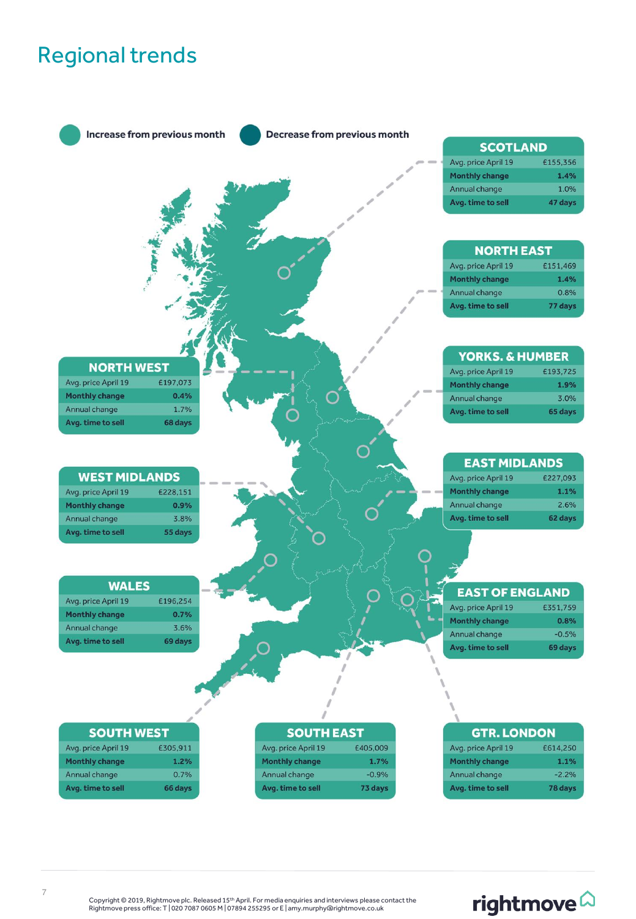# Regional trends

Increase from previous month | Decrease from previous month

### SCOTLAND

| | |
|---|---|
| Avg. price April 19 | £155,356 |
| **Monthly change** | **1.4%** |
| Annual change | 1.0% |
| **Avg. time to sell** | **47 days** |

### NORTH EAST

| | |
|---|---|
| Avg. price April 19 | £151,469 |
| **Monthly change** | **1.4%** |
| Annual change | 0.8% |
| **Avg. time to sell** | **77 days** |

### NORTH WEST

| | |
|---|---|
| Avg. price April 19 | £197,073 |
| **Monthly change** | **0.4%** |
| Annual change | 1.7% |
| **Avg. time to sell** | **68 days** |

### YORKS. & HUMBER

| | |
|---|---|
| Avg. price April 19 | £193,725 |
| **Monthly change** | **1.9%** |
| Annual change | 3.0% |
| **Avg. time to sell** | **65 days** |

### WEST MIDLANDS

| | |
|---|---|
| Avg. price April 19 | £228,151 |
| **Monthly change** | **0.9%** |
| Annual change | 3.8% |
| **Avg. time to sell** | **55 days** |

### EAST MIDLANDS

| | |
|---|---|
| Avg. price April 19 | £227,093 |
| **Monthly change** | **1.1%** |
| Annual change | 2.6% |
| **Avg. time to sell** | **62 days** |

### WALES

| | |
|---|---|
| Avg. price April 19 | £196,254 |
| **Monthly change** | **0.7%** |
| Annual change | 3.6% |
| **Avg. time to sell** | **69 days** |

### EAST OF ENGLAND

| | |
|---|---|
| Avg. price April 19 | £351,759 |
| **Monthly change** | **0.8%** |
| Annual change | -0.5% |
| **Avg. time to sell** | **69 days** |

### SOUTH WEST

| | |
|---|---|
| Avg. price April 19 | £305,911 |
| **Monthly change** | **1.2%** |
| Annual change | 0.7% |
| **Avg. time to sell** | **66 days** |

### SOUTH EAST

| | |
|---|---|
| Avg. price April 19 | £405,009 |
| **Monthly change** | **1.7%** |
| Annual change | -0.9% |
| **Avg. time to sell** | **73 days** |

### GTR. LONDON

| | |
|---|---|
| Avg. price April 19 | £614,250 |
| **Monthly change** | **1.1%** |
| Annual change | -2.2% |
| **Avg. time to sell** | **78 days** |

Copyright © 2019, Rightmove plc. Released 15th April. For media enquiries and interviews please contact the Rightmove press office: T | 020 7087 0605 M | 07894 255295 or E | amy.murphy@rightmove.co.uk

rightmove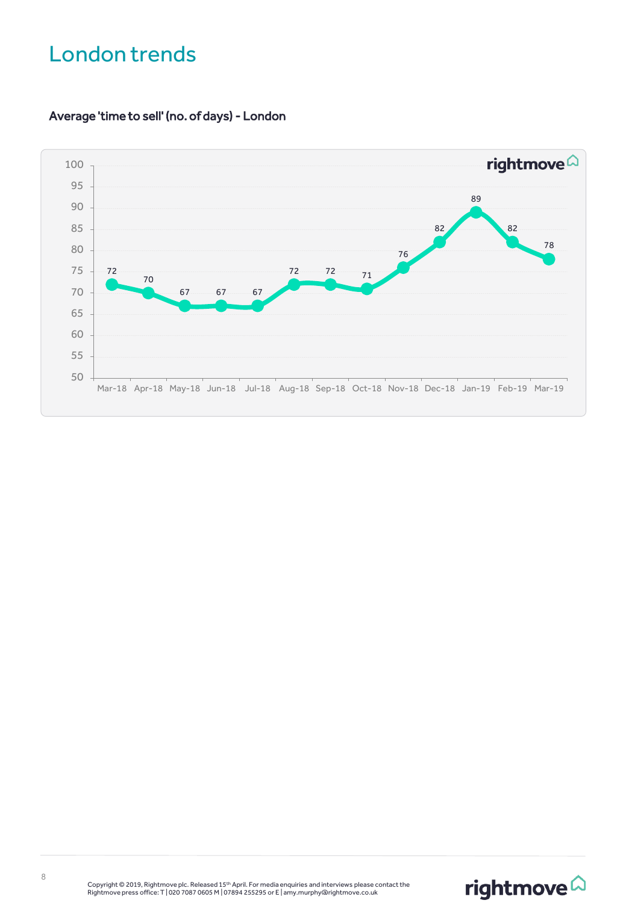# London trends

### Average 'time to sell' (no. of days) - London

| Month | Days |
|---|---|
| Mar-18 | 72 |
| Apr-18 | 70 |
| May-18 | 67 |
| Jun-18 | 67 |
| Jul-18 | 67 |
| Aug-18 | 72 |
| Sep-18 | 72 |
| Oct-18 | 71 |
| Nov-18 | 76 |
| Dec-18 | 82 |
| Jan-19 | 89 |
| Feb-19 | 82 |
| Mar-19 | 78 |

Copyright © 2019, Rightmove plc. Released 15th April. For media enquiries and interviews please contact the Rightmove press office: T | 020 7087 0605 M | 07894 255295 or E | amy.murphy@rightmove.co.uk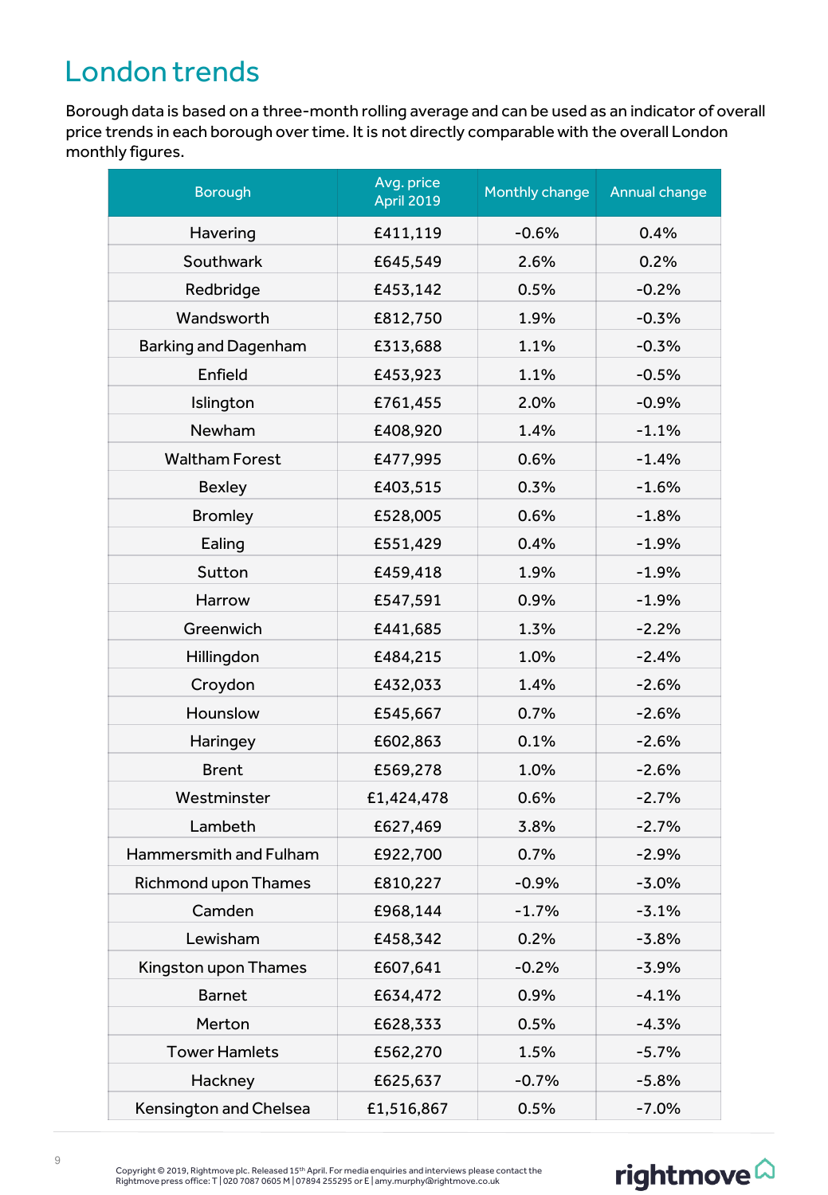# London trends

Borough data is based on a three-month rolling average and can be used as an indicator of overall price trends in each borough over time. It is not directly comparable with the overall London monthly figures.

| Borough | Avg. price April 2019 | Monthly change | Annual change |
|---|---|---|---|
| Havering | £411,119 | -0.6% | 0.4% |
| Southwark | £645,549 | 2.6% | 0.2% |
| Redbridge | £453,142 | 0.5% | -0.2% |
| Wandsworth | £812,750 | 1.9% | -0.3% |
| Barking and Dagenham | £313,688 | 1.1% | -0.3% |
| Enfield | £453,923 | 1.1% | -0.5% |
| Islington | £761,455 | 2.0% | -0.9% |
| Newham | £408,920 | 1.4% | -1.1% |
| Waltham Forest | £477,995 | 0.6% | -1.4% |
| Bexley | £403,515 | 0.3% | -1.6% |
| Bromley | £528,005 | 0.6% | -1.8% |
| Ealing | £551,429 | 0.4% | -1.9% |
| Sutton | £459,418 | 1.9% | -1.9% |
| Harrow | £547,591 | 0.9% | -1.9% |
| Greenwich | £441,685 | 1.3% | -2.2% |
| Hillingdon | £484,215 | 1.0% | -2.4% |
| Croydon | £432,033 | 1.4% | -2.6% |
| Hounslow | £545,667 | 0.7% | -2.6% |
| Haringey | £602,863 | 0.1% | -2.6% |
| Brent | £569,278 | 1.0% | -2.6% |
| Westminster | £1,424,478 | 0.6% | -2.7% |
| Lambeth | £627,469 | 3.8% | -2.7% |
| Hammersmith and Fulham | £922,700 | 0.7% | -2.9% |
| Richmond upon Thames | £810,227 | -0.9% | -3.0% |
| Camden | £968,144 | -1.7% | -3.1% |
| Lewisham | £458,342 | 0.2% | -3.8% |
| Kingston upon Thames | £607,641 | -0.2% | -3.9% |
| Barnet | £634,472 | 0.9% | -4.1% |
| Merton | £628,333 | 0.5% | -4.3% |
| Tower Hamlets | £562,270 | 1.5% | -5.7% |
| Hackney | £625,637 | -0.7% | -5.8% |
| Kensington and Chelsea | £1,516,867 | 0.5% | -7.0% |

Copyright © 2019, Rightmove plc. Released 15th April. For media enquiries and interviews please contact the Rightmove press office: T | 020 7087 0605 M | 07894 255295 or E | amy.murphy@rightmove.co.uk

rightmove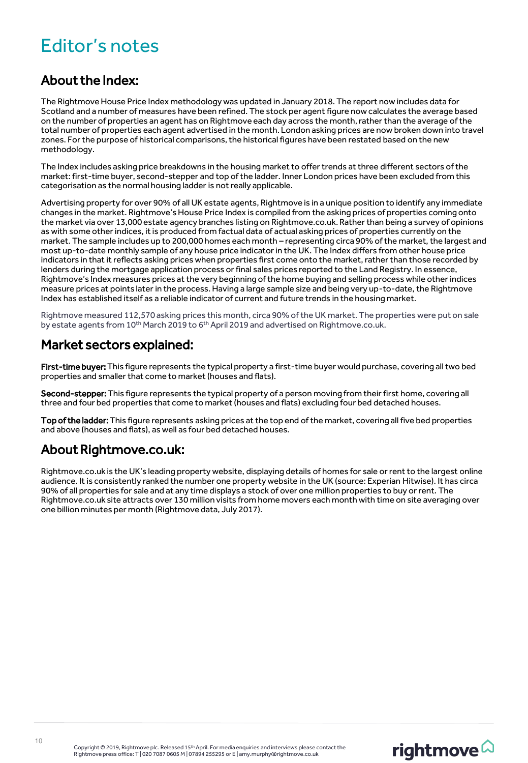# Editor's notes

## About the Index:

The Rightmove House Price Index methodology was updated in January 2018. The report now includes data for Scotland and a number of measures have been refined. The stock per agent figure now calculates the average based on the number of properties an agent has on Rightmove each day across the month, rather than the average of the total number of properties each agent advertised in the month. London asking prices are now broken down into travel zones. For the purpose of historical comparisons, the historical figures have been restated based on the new methodology.

The Index includes asking price breakdowns in the housing market to offer trends at three different sectors of the market: first-time buyer, second-stepper and top of the ladder. Inner London prices have been excluded from this categorisation as the normal housing ladder is not really applicable.

Advertising property for over 90% of all UK estate agents, Rightmove is in a unique position to identify any immediate changes in the market. Rightmove's House Price Index is compiled from the asking prices of properties coming onto the market via over 13,000 estate agency branches listing on Rightmove.co.uk. Rather than being a survey of opinions as with some other indices, it is produced from factual data of actual asking prices of properties currently on the market. The sample includes up to 200,000 homes each month – representing circa 90% of the market, the largest and most up-to-date monthly sample of any house price indicator in the UK. The Index differs from other house price indicators in that it reflects asking prices when properties first come onto the market, rather than those recorded by lenders during the mortgage application process or final sales prices reported to the Land Registry. In essence, Rightmove's Index measures prices at the very beginning of the home buying and selling process while other indices measure prices at points later in the process. Having a large sample size and being very up-to-date, the Rightmove Index has established itself as a reliable indicator of current and future trends in the housing market.

Rightmove measured 112,570 asking prices this month, circa 90% of the UK market. The properties were put on sale by estate agents from 10th March 2019 to 6th April 2019 and advertised on Rightmove.co.uk.

## Market sectors explained:

**First-time buyer:** This figure represents the typical property a first-time buyer would purchase, covering all two bed properties and smaller that come to market (houses and flats).

**Second-stepper:** This figure represents the typical property of a person moving from their first home, covering all three and four bed properties that come to market (houses and flats) excluding four bed detached houses.

**Top of the ladder:** This figure represents asking prices at the top end of the market, covering all five bed properties and above (houses and flats), as well as four bed detached houses.

## About Rightmove.co.uk:

Rightmove.co.uk is the UK's leading property website, displaying details of homes for sale or rent to the largest online audience. It is consistently ranked the number one property website in the UK (source: Experian Hitwise). It has circa 90% of all properties for sale and at any time displays a stock of over one million properties to buy or rent. The Rightmove.co.uk site attracts over 130 million visits from home movers each month with time on site averaging over one billion minutes per month (Rightmove data, July 2017).

Copyright © 2019, Rightmove plc. Released 15th April. For media enquiries and interviews please contact the Rightmove press office: T | 020 7087 0605 M | 07894 255295 or E | amy.murphy@rightmove.co.uk